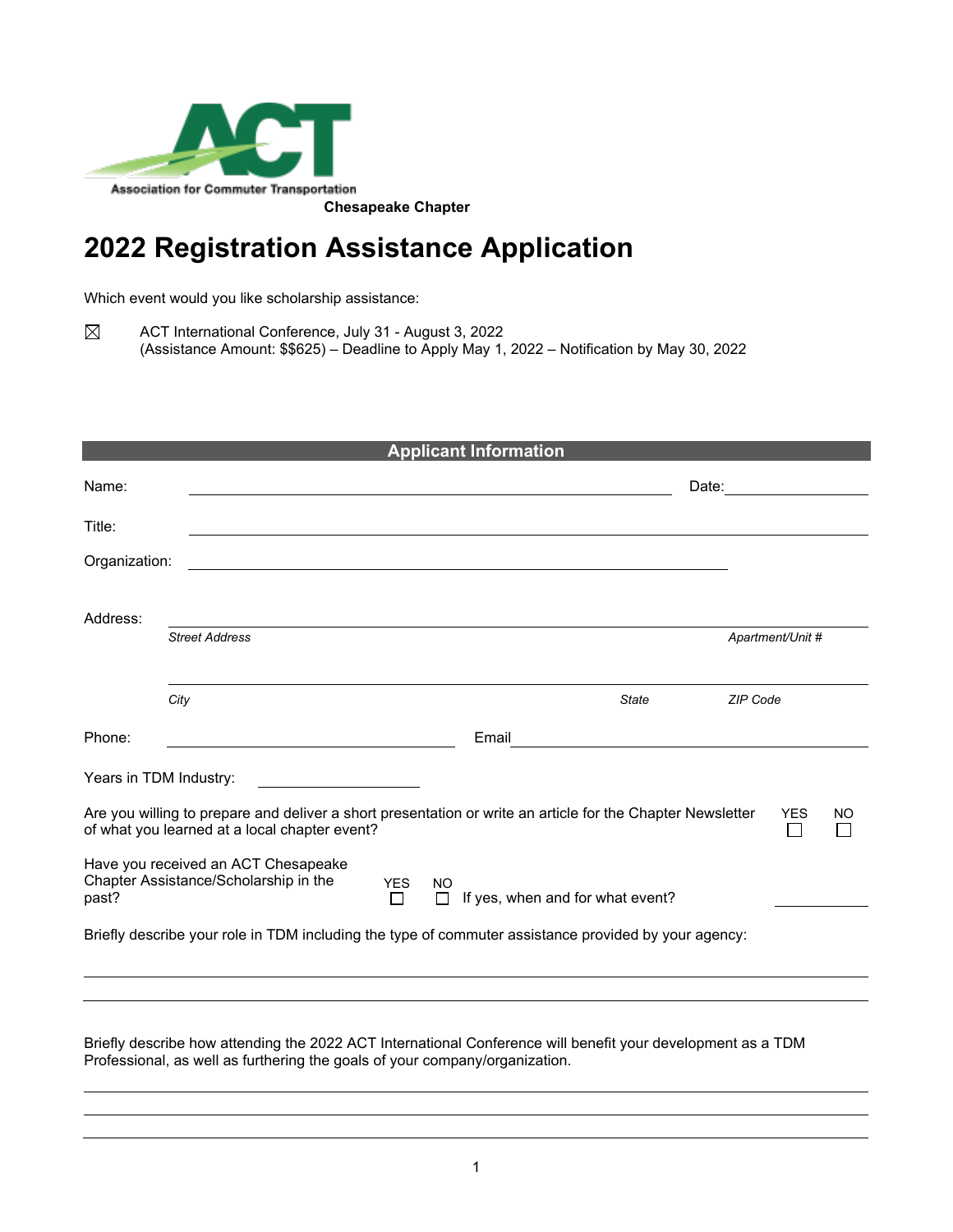Association for Commuter Transportation

**Chesapeake Chapter**

# 2022 Registration Assistance Application

Which event would you like scholarship assistance:

☒ ACT International Conference, July 31 - August 3, 2022
(Assistance Amount: $$625) – Deadline to Apply May 1, 2022 – Notification by May 30, 2022

## Applicant Information

Name: ______________________________ Date: ______________

Title: ______________________________

Organization: ______________________________

Address: ______________________________

*Street Address* *Apartment/Unit #*

______________________________

*City* *State* *ZIP Code*

Phone: ______________ Email ______________

Years in TDM Industry: ______________

Are you willing to prepare and deliver a short presentation or write an article for the Chapter Newsletter of what you learned at a local chapter event? YES ☐ NO ☐

Have you received an ACT Chesapeake Chapter Assistance/Scholarship in the past? YES ☐ NO ☐ If yes, when and for what event? ______________

Briefly describe your role in TDM including the type of commuter assistance provided by your agency:

______________________________

______________________________

Briefly describe how attending the 2022 ACT International Conference will benefit your development as a TDM Professional, as well as furthering the goals of your company/organization.

______________________________

______________________________

______________________________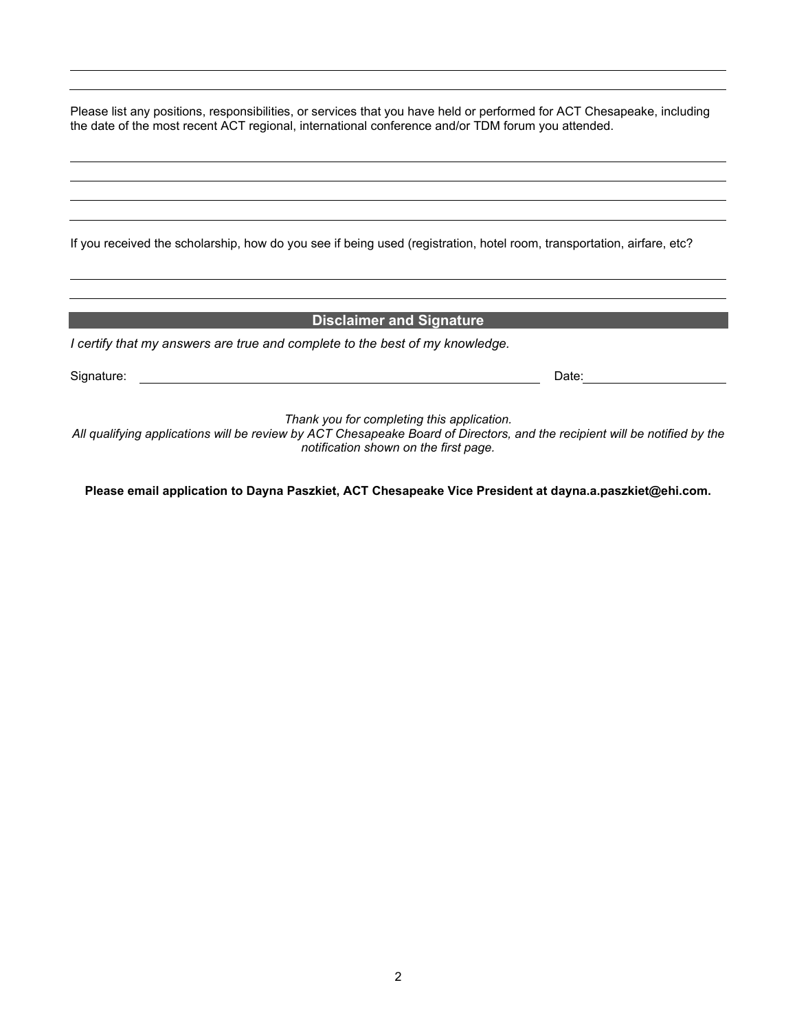Please list any positions, responsibilities, or services that you have held or performed for ACT Chesapeake, including the date of the most recent ACT regional, international conference and/or TDM forum you attended.

If you received the scholarship, how do you see if being used (registration, hotel room, transportation, airfare, etc?

## Disclaimer and Signature

*I certify that my answers are true and complete to the best of my knowledge.*

Signature: ______________________________ Date: ______________

*Thank you for completing this application.*
*All qualifying applications will be review by ACT Chesapeake Board of Directors, and the recipient will be notified by the notification shown on the first page.*

**Please email application to Dayna Paszkiet, ACT Chesapeake Vice President at dayna.a.paszkiet@ehi.com.**